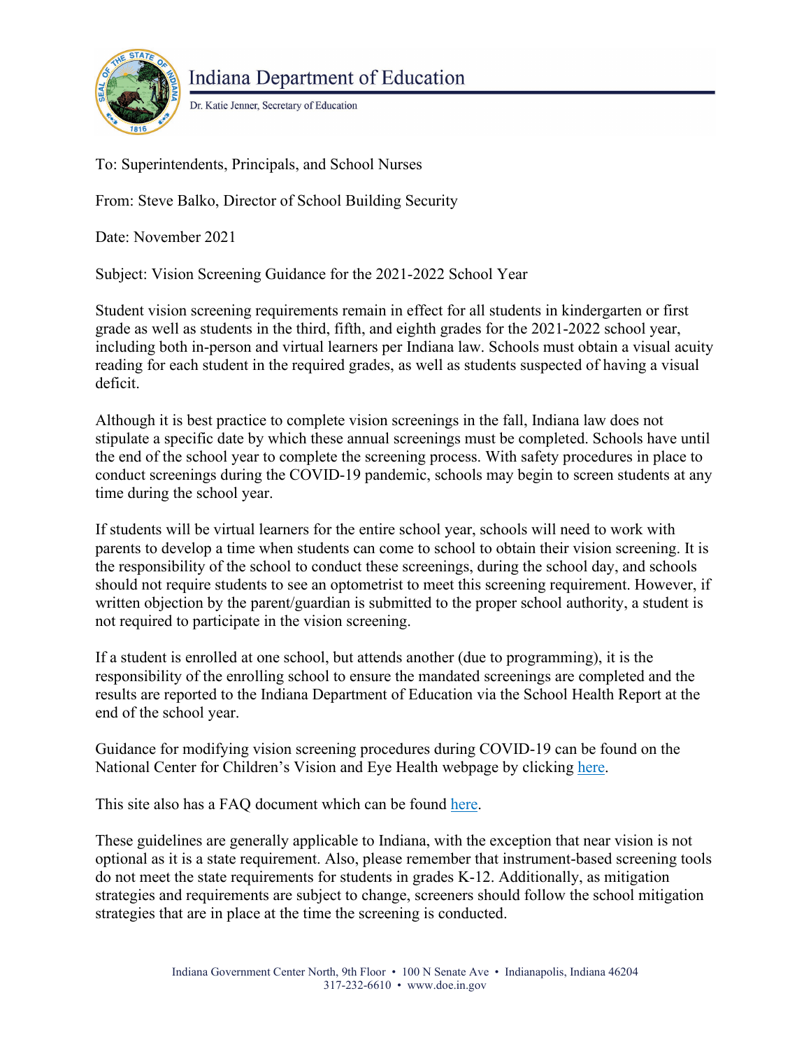# Indiana Department of Education

Dr. Katie Jenner, Secretary of Education

To: Superintendents, Principals, and School Nurses

From: Steve Balko, Director of School Building Security

Date: November 2021

Subject: Vision Screening Guidance for the 2021-2022 School Year

Student vision screening requirements remain in effect for all students in kindergarten or first grade as well as students in the third, fifth, and eighth grades for the 2021-2022 school year, including both in-person and virtual learners per Indiana law. Schools must obtain a visual acuity reading for each student in the required grades, as well as students suspected of having a visual deficit.

Although it is best practice to complete vision screenings in the fall, Indiana law does not stipulate a specific date by which these annual screenings must be completed. Schools have until the end of the school year to complete the screening process. With safety procedures in place to conduct screenings during the COVID-19 pandemic, schools may begin to screen students at any time during the school year.

If students will be virtual learners for the entire school year, schools will need to work with parents to develop a time when students can come to school to obtain their vision screening. It is the responsibility of the school to conduct these screenings, during the school day, and schools should not require students to see an optometrist to meet this screening requirement. However, if written objection by the parent/guardian is submitted to the proper school authority, a student is not required to participate in the vision screening.

If a student is enrolled at one school, but attends another (due to programming), it is the responsibility of the enrolling school to ensure the mandated screenings are completed and the results are reported to the Indiana Department of Education via the School Health Report at the end of the school year.

Guidance for modifying vision screening procedures during COVID-19 can be found on the National Center for Children's Vision and Eye Health webpage by clicking here.

This site also has a FAQ document which can be found here.

These guidelines are generally applicable to Indiana, with the exception that near vision is not optional as it is a state requirement. Also, please remember that instrument-based screening tools do not meet the state requirements for students in grades K-12. Additionally, as mitigation strategies and requirements are subject to change, screeners should follow the school mitigation strategies that are in place at the time the screening is conducted.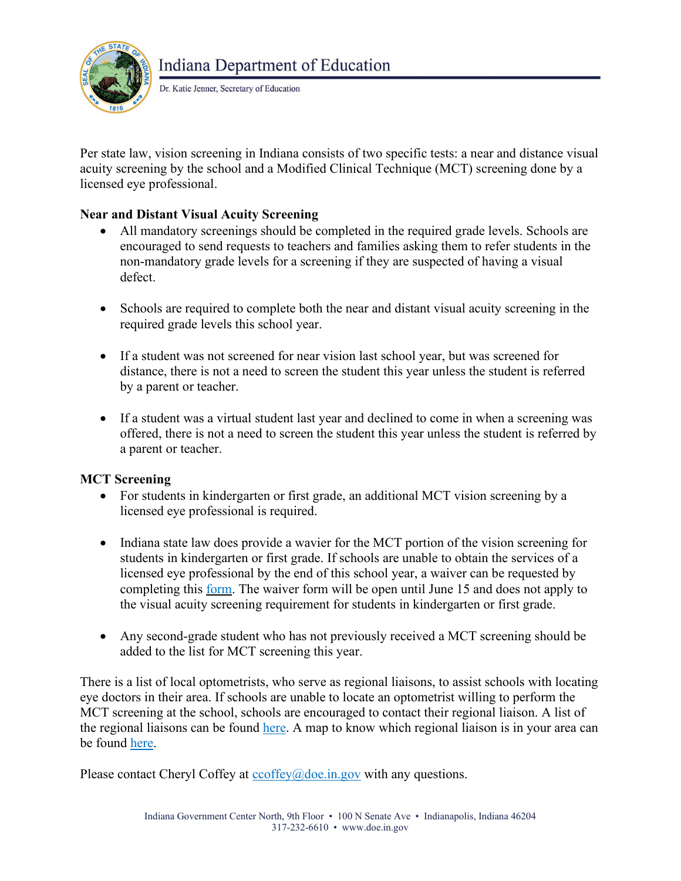Indiana Department of Education

Dr. Katie Jenner, Secretary of Education

Per state law, vision screening in Indiana consists of two specific tests: a near and distance visual acuity screening by the school and a Modified Clinical Technique (MCT) screening done by a licensed eye professional.

**Near and Distant Visual Acuity Screening**

- All mandatory screenings should be completed in the required grade levels. Schools are encouraged to send requests to teachers and families asking them to refer students in the non-mandatory grade levels for a screening if they are suspected of having a visual defect.
- Schools are required to complete both the near and distant visual acuity screening in the required grade levels this school year.
- If a student was not screened for near vision last school year, but was screened for distance, there is not a need to screen the student this year unless the student is referred by a parent or teacher.
- If a student was a virtual student last year and declined to come in when a screening was offered, there is not a need to screen the student this year unless the student is referred by a parent or teacher.

**MCT Screening**

- For students in kindergarten or first grade, an additional MCT vision screening by a licensed eye professional is required.
- Indiana state law does provide a wavier for the MCT portion of the vision screening for students in kindergarten or first grade. If schools are unable to obtain the services of a licensed eye professional by the end of this school year, a waiver can be requested by completing this form. The waiver form will be open until June 15 and does not apply to the visual acuity screening requirement for students in kindergarten or first grade.
- Any second-grade student who has not previously received a MCT screening should be added to the list for MCT screening this year.

There is a list of local optometrists, who serve as regional liaisons, to assist schools with locating eye doctors in their area. If schools are unable to locate an optometrist willing to perform the MCT screening at the school, schools are encouraged to contact their regional liaison. A list of the regional liaisons can be found here. A map to know which regional liaison is in your area can be found here.

Please contact Cheryl Coffey at ccoffey@doe.in.gov with any questions.

Indiana Government Center North, 9th Floor • 100 N Senate Ave • Indianapolis, Indiana 46204
317-232-6610 • www.doe.in.gov